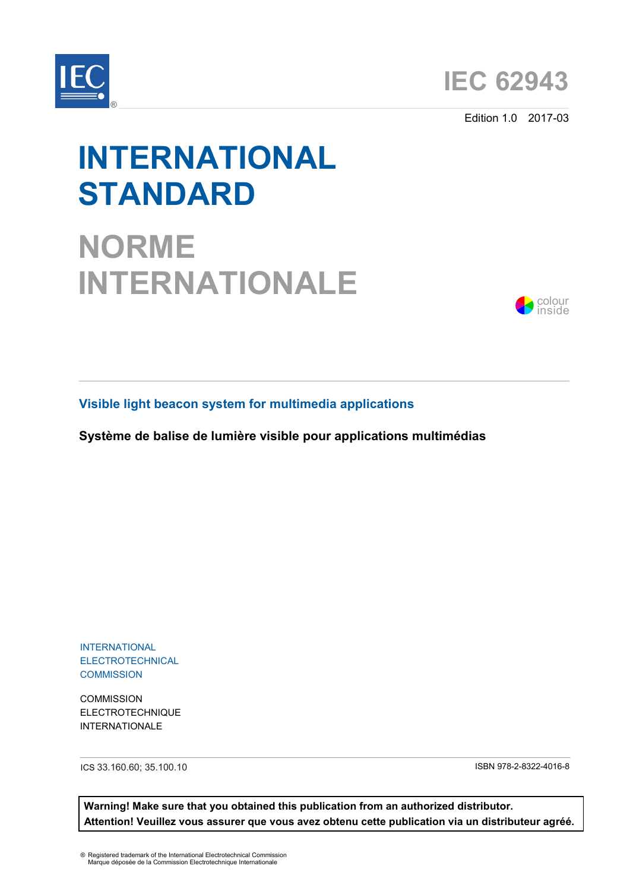# IEC 62943

Edition 1.0 2017-03

# INTERNATIONAL STANDARD

# NORME INTERNATIONALE

colour inside

## Visible light beacon system for multimedia applications

**Système de balise de lumière visible pour applications multimédias**

INTERNATIONAL
ELECTROTECHNICAL
COMMISSION

COMMISSION
ELECTROTECHNIQUE
INTERNATIONALE

ICS 33.160.60; 35.100.10

ISBN 978-2-8322-4016-8

**Warning! Make sure that you obtained this publication from an authorized distributor.**
**Attention! Veuillez vous assurer que vous avez obtenu cette publication via un distributeur agréé.**

® Registered trademark of the International Electrotechnical Commission
Marque déposée de la Commission Electrotechnique Internationale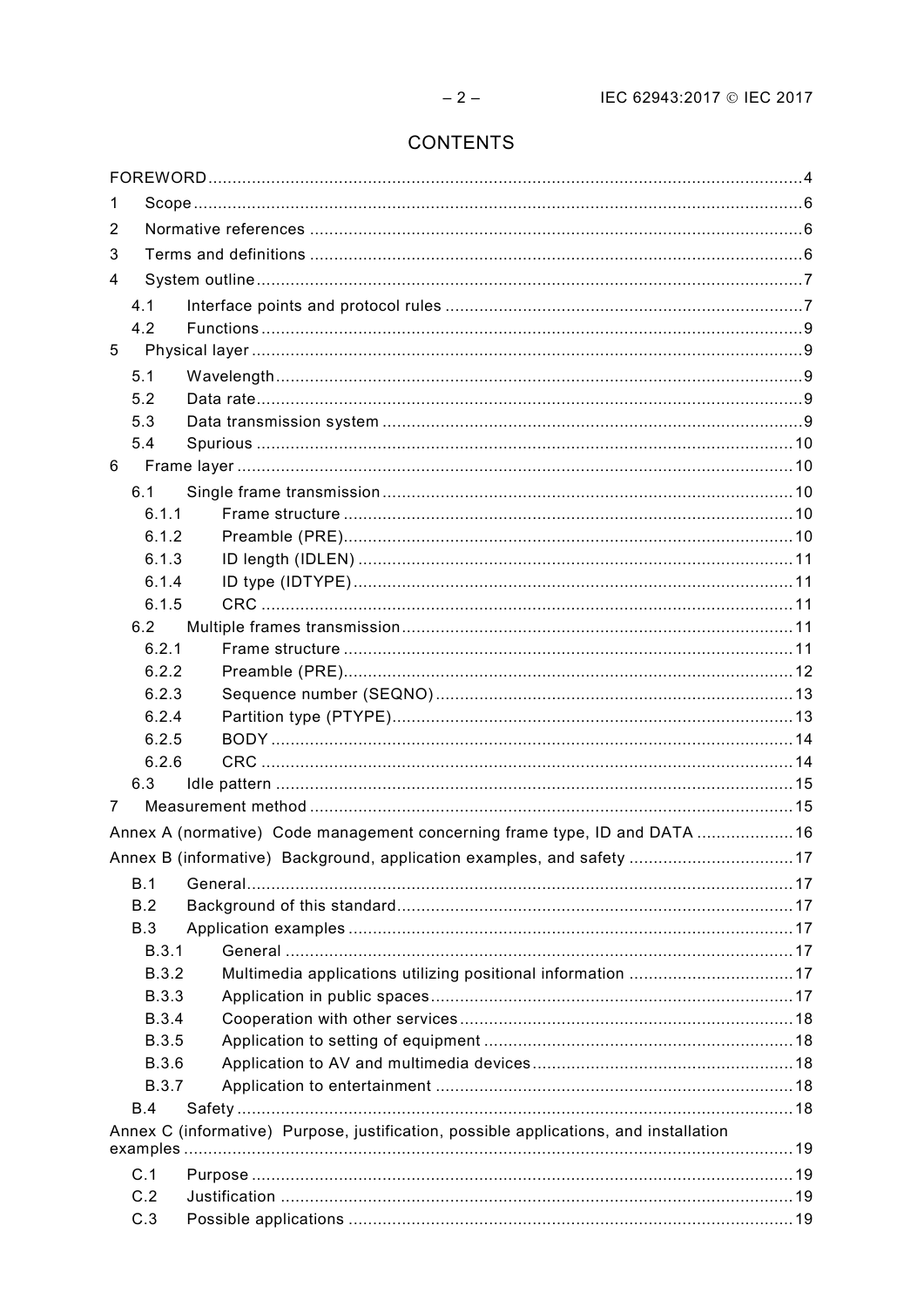# CONTENTS

FOREWORD ..... 4

1 Scope ..... 6

2 Normative references ..... 6

3 Terms and definitions ..... 6

4 System outline ..... 7

- 4.1 Interface points and protocol rules ..... 7
- 4.2 Functions ..... 9

5 Physical layer ..... 9

- 5.1 Wavelength ..... 9
- 5.2 Data rate ..... 9
- 5.3 Data transmission system ..... 9
- 5.4 Spurious ..... 10

6 Frame layer ..... 10

- 6.1 Single frame transmission ..... 10
  - 6.1.1 Frame structure ..... 10
  - 6.1.2 Preamble (PRE) ..... 10
  - 6.1.3 ID length (IDLEN) ..... 11
  - 6.1.4 ID type (IDTYPE) ..... 11
  - 6.1.5 CRC ..... 11
- 6.2 Multiple frames transmission ..... 11
  - 6.2.1 Frame structure ..... 11
  - 6.2.2 Preamble (PRE) ..... 12
  - 6.2.3 Sequence number (SEQNO) ..... 13
  - 6.2.4 Partition type (PTYPE) ..... 13
  - 6.2.5 BODY ..... 14
  - 6.2.6 CRC ..... 14
- 6.3 Idle pattern ..... 15

7 Measurement method ..... 15

Annex A (normative) Code management concerning frame type, ID and DATA ..... 16

Annex B (informative) Background, application examples, and safety ..... 17

- B.1 General ..... 17
- B.2 Background of this standard ..... 17
- B.3 Application examples ..... 17
  - B.3.1 General ..... 17
  - B.3.2 Multimedia applications utilizing positional information ..... 17
  - B.3.3 Application in public spaces ..... 17
  - B.3.4 Cooperation with other services ..... 18
  - B.3.5 Application to setting of equipment ..... 18
  - B.3.6 Application to AV and multimedia devices ..... 18
  - B.3.7 Application to entertainment ..... 18
- B.4 Safety ..... 18

Annex C (informative) Purpose, justification, possible applications, and installation examples ..... 19

- C.1 Purpose ..... 19
- C.2 Justification ..... 19
- C.3 Possible applications ..... 19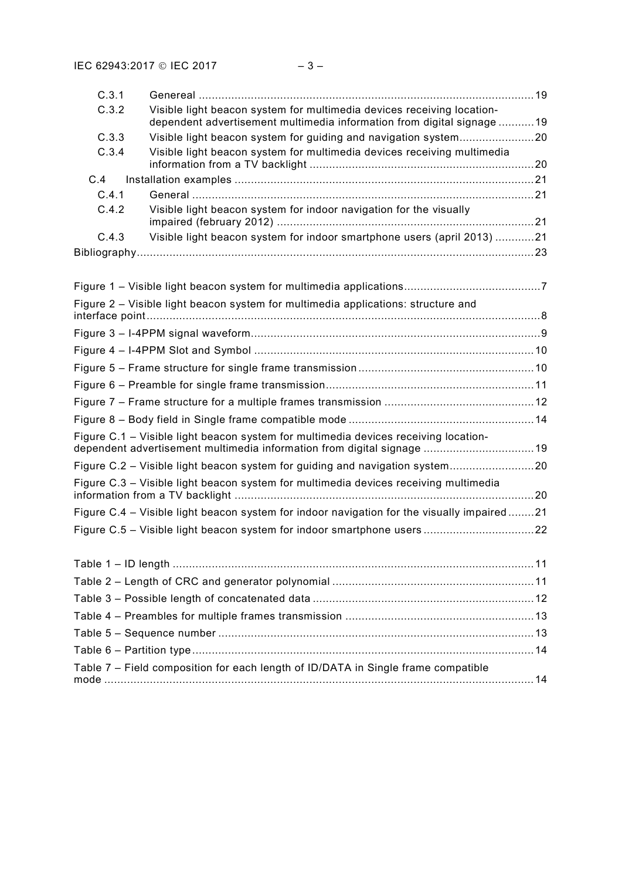C.3.1 Genereal .......................................................................................................19

C.3.2 Visible light beacon system for multimedia devices receiving location-dependent advertisement multimedia information from digital signage ...........19

C.3.3 Visible light beacon system for guiding and navigation system.......................20

C.3.4 Visible light beacon system for multimedia devices receiving multimedia information from a TV backlight .....................................................................20

C.4 Installation examples ............................................................................................21

C.4.1 General .........................................................................................................21

C.4.2 Visible light beacon system for indoor navigation for the visually impaired (february 2012) ...............................................................................21

C.4.3 Visible light beacon system for indoor smartphone users (april 2013) ............21

Bibliography..........................................................................................................................23

Figure 1 – Visible light beacon system for multimedia applications..........................................7

Figure 2 – Visible light beacon system for multimedia applications: structure and interface point..........................................................................................................................8

Figure 3 – I-4PPM signal waveform.........................................................................................9

Figure 4 – I-4PPM Slot and Symbol ......................................................................................10

Figure 5 – Frame structure for single frame transmission......................................................10

Figure 6 – Preamble for single frame transmission................................................................11

Figure 7 – Frame structure for a multiple frames transmission ..............................................12

Figure 8 – Body field in Single frame compatible mode .........................................................14

Figure C.1 – Visible light beacon system for multimedia devices receiving location-dependent advertisement multimedia information from digital signage ..................................19

Figure C.2 – Visible light beacon system for guiding and navigation system..........................20

Figure C.3 – Visible light beacon system for multimedia devices receiving multimedia information from a TV backlight ............................................................................................20

Figure C.4 – Visible light beacon system for indoor navigation for the visually impaired ........21

Figure C.5 – Visible light beacon system for indoor smartphone users ..................................22

Table 1 – ID length ...............................................................................................................11

Table 2 – Length of CRC and generator polynomial ..............................................................11

Table 3 – Possible length of concatenated data ....................................................................12

Table 4 – Preambles for multiple frames transmission ..........................................................13

Table 5 – Sequence number .................................................................................................13

Table 6 – Partition type.........................................................................................................14

Table 7 – Field composition for each length of ID/DATA in Single frame compatible mode ....................................................................................................................................14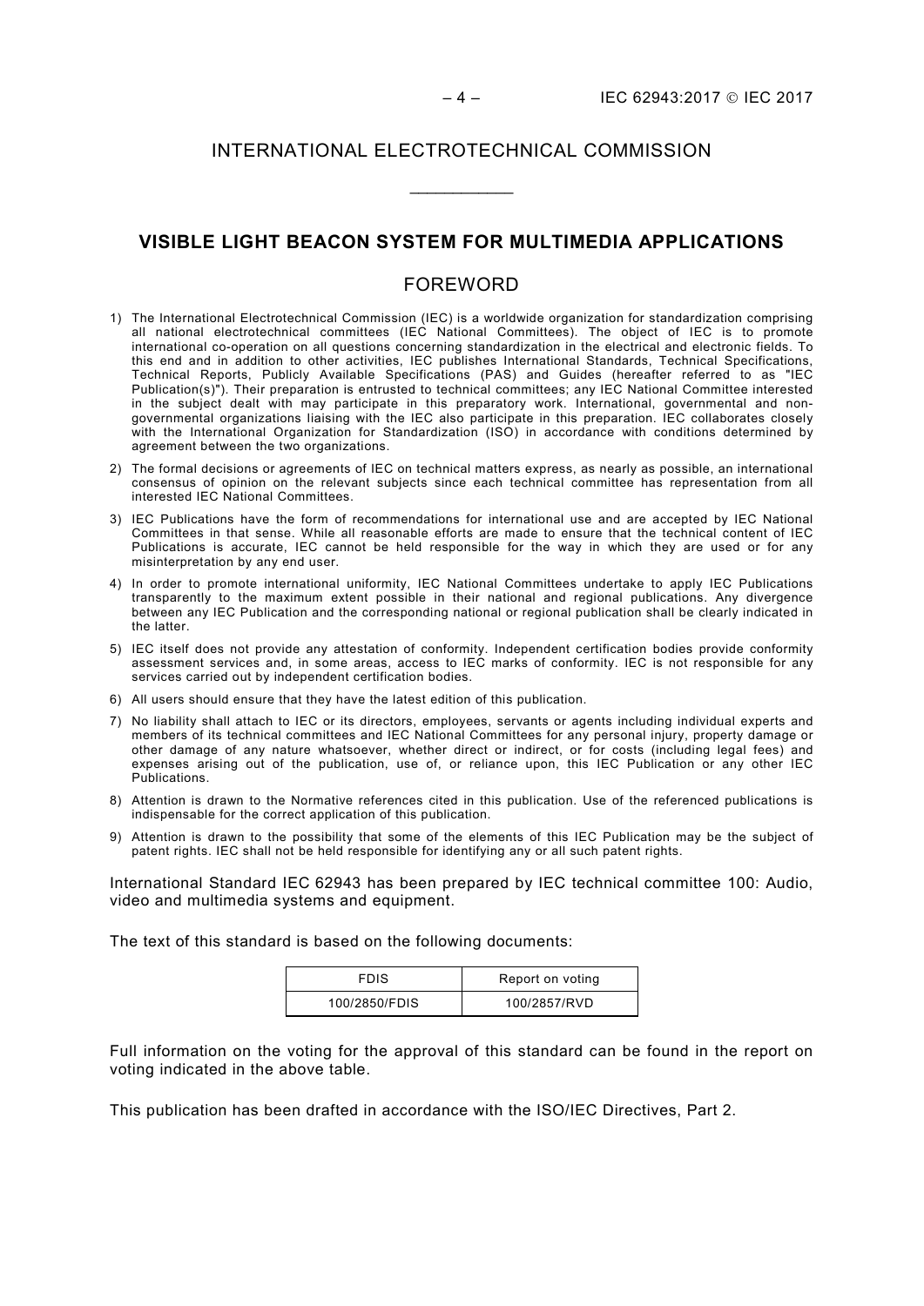# INTERNATIONAL ELECTROTECHNICAL COMMISSION

\_\_\_\_\_\_\_\_\_\_\_\_

## VISIBLE LIGHT BEACON SYSTEM FOR MULTIMEDIA APPLICATIONS

## FOREWORD

1) The International Electrotechnical Commission (IEC) is a worldwide organization for standardization comprising all national electrotechnical committees (IEC National Committees). The object of IEC is to promote international co-operation on all questions concerning standardization in the electrical and electronic fields. To this end and in addition to other activities, IEC publishes International Standards, Technical Specifications, Technical Reports, Publicly Available Specifications (PAS) and Guides (hereafter referred to as "IEC Publication(s)"). Their preparation is entrusted to technical committees; any IEC National Committee interested in the subject dealt with may participate in this preparatory work. International, governmental and non-governmental organizations liaising with the IEC also participate in this preparation. IEC collaborates closely with the International Organization for Standardization (ISO) in accordance with conditions determined by agreement between the two organizations.
2) The formal decisions or agreements of IEC on technical matters express, as nearly as possible, an international consensus of opinion on the relevant subjects since each technical committee has representation from all interested IEC National Committees.
3) IEC Publications have the form of recommendations for international use and are accepted by IEC National Committees in that sense. While all reasonable efforts are made to ensure that the technical content of IEC Publications is accurate, IEC cannot be held responsible for the way in which they are used or for any misinterpretation by any end user.
4) In order to promote international uniformity, IEC National Committees undertake to apply IEC Publications transparently to the maximum extent possible in their national and regional publications. Any divergence between any IEC Publication and the corresponding national or regional publication shall be clearly indicated in the latter.
5) IEC itself does not provide any attestation of conformity. Independent certification bodies provide conformity assessment services and, in some areas, access to IEC marks of conformity. IEC is not responsible for any services carried out by independent certification bodies.
6) All users should ensure that they have the latest edition of this publication.
7) No liability shall attach to IEC or its directors, employees, servants or agents including individual experts and members of its technical committees and IEC National Committees for any personal injury, property damage or other damage of any nature whatsoever, whether direct or indirect, or for costs (including legal fees) and expenses arising out of the publication, use of, or reliance upon, this IEC Publication or any other IEC Publications.
8) Attention is drawn to the Normative references cited in this publication. Use of the referenced publications is indispensable for the correct application of this publication.
9) Attention is drawn to the possibility that some of the elements of this IEC Publication may be the subject of patent rights. IEC shall not be held responsible for identifying any or all such patent rights.

International Standard IEC 62943 has been prepared by IEC technical committee 100: Audio, video and multimedia systems and equipment.

The text of this standard is based on the following documents:

| FDIS | Report on voting |
|---|---|
| 100/2850/FDIS | 100/2857/RVD |

Full information on the voting for the approval of this standard can be found in the report on voting indicated in the above table.

This publication has been drafted in accordance with the ISO/IEC Directives, Part 2.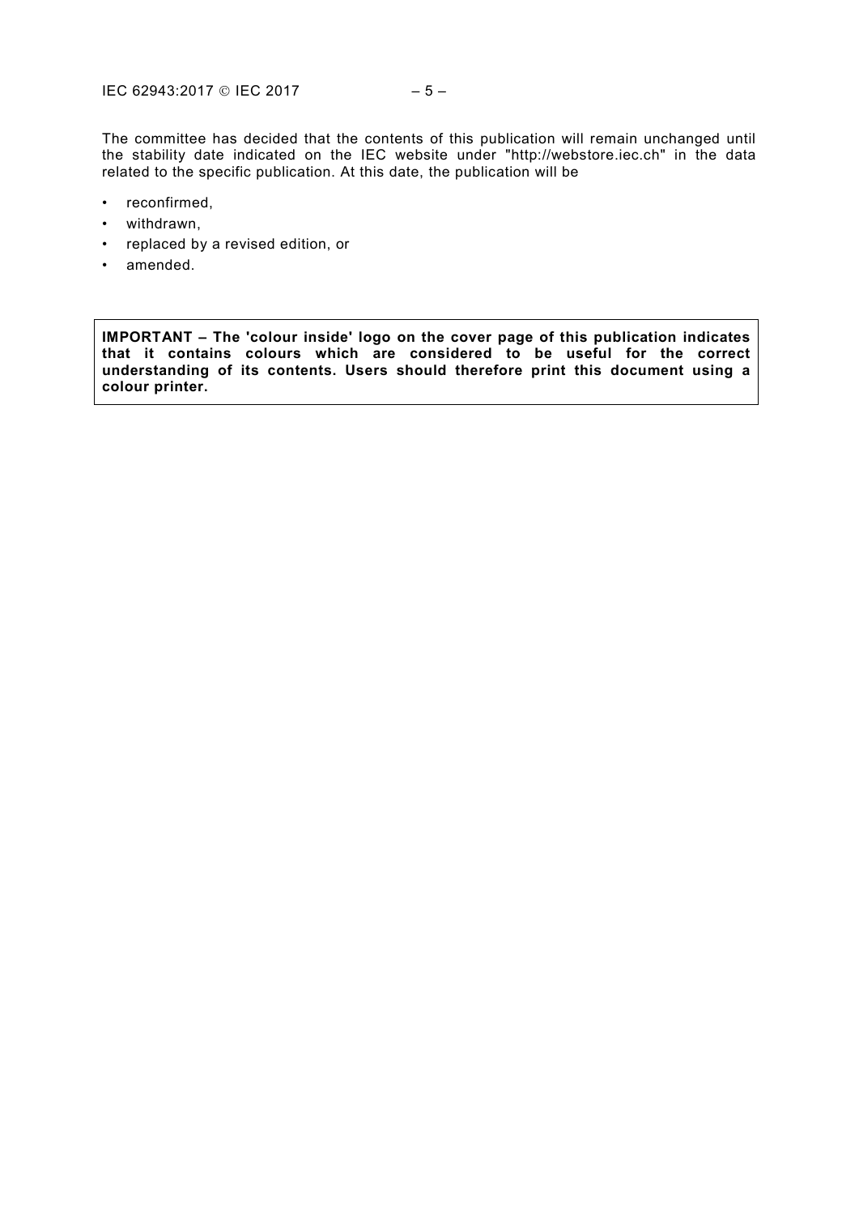The committee has decided that the contents of this publication will remain unchanged until the stability date indicated on the IEC website under "http://webstore.iec.ch" in the data related to the specific publication. At this date, the publication will be

- reconfirmed,
- withdrawn,
- replaced by a revised edition, or
- amended.

**IMPORTANT – The 'colour inside' logo on the cover page of this publication indicates that it contains colours which are considered to be useful for the correct understanding of its contents. Users should therefore print this document using a colour printer.**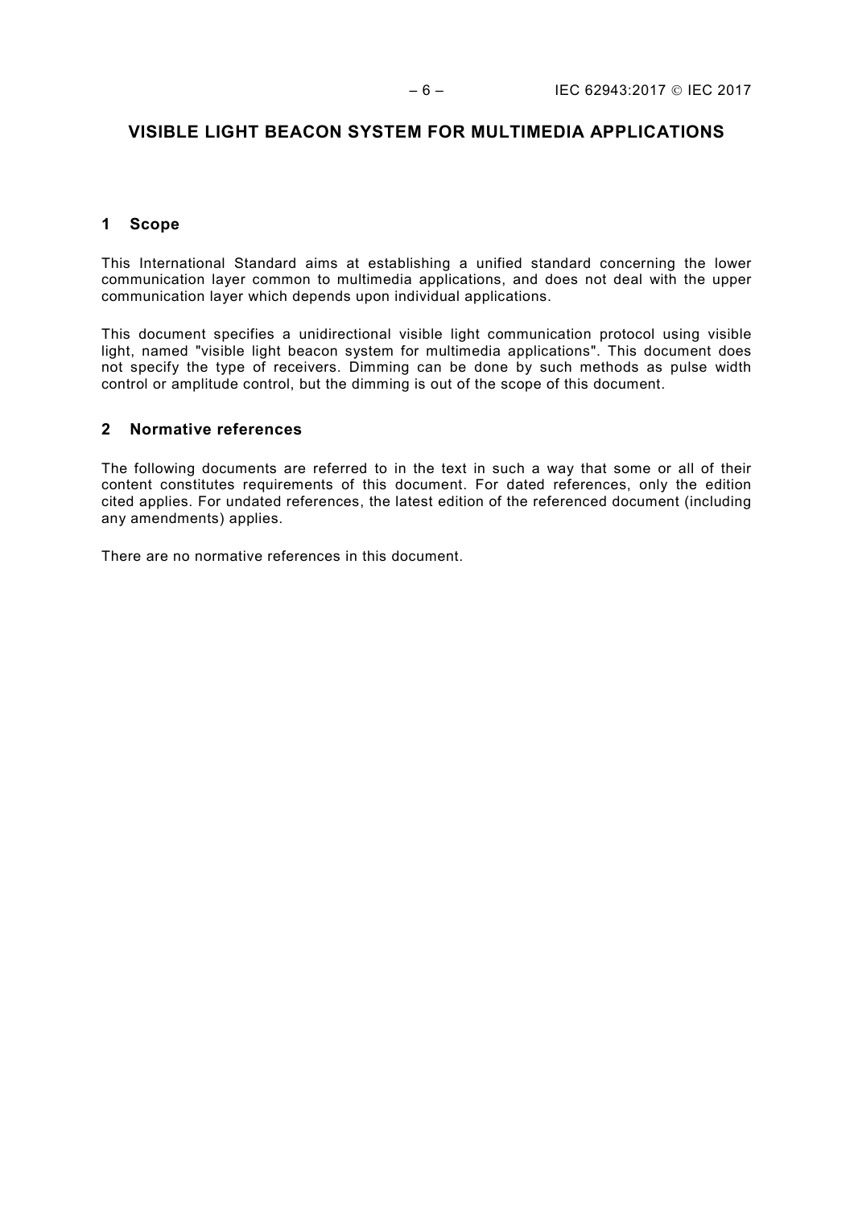# VISIBLE LIGHT BEACON SYSTEM FOR MULTIMEDIA APPLICATIONS

## 1 Scope

This International Standard aims at establishing a unified standard concerning the lower communication layer common to multimedia applications, and does not deal with the upper communication layer which depends upon individual applications.

This document specifies a unidirectional visible light communication protocol using visible light, named "visible light beacon system for multimedia applications". This document does not specify the type of receivers. Dimming can be done by such methods as pulse width control or amplitude control, but the dimming is out of the scope of this document.

## 2 Normative references

The following documents are referred to in the text in such a way that some or all of their content constitutes requirements of this document. For dated references, only the edition cited applies. For undated references, the latest edition of the referenced document (including any amendments) applies.

There are no normative references in this document.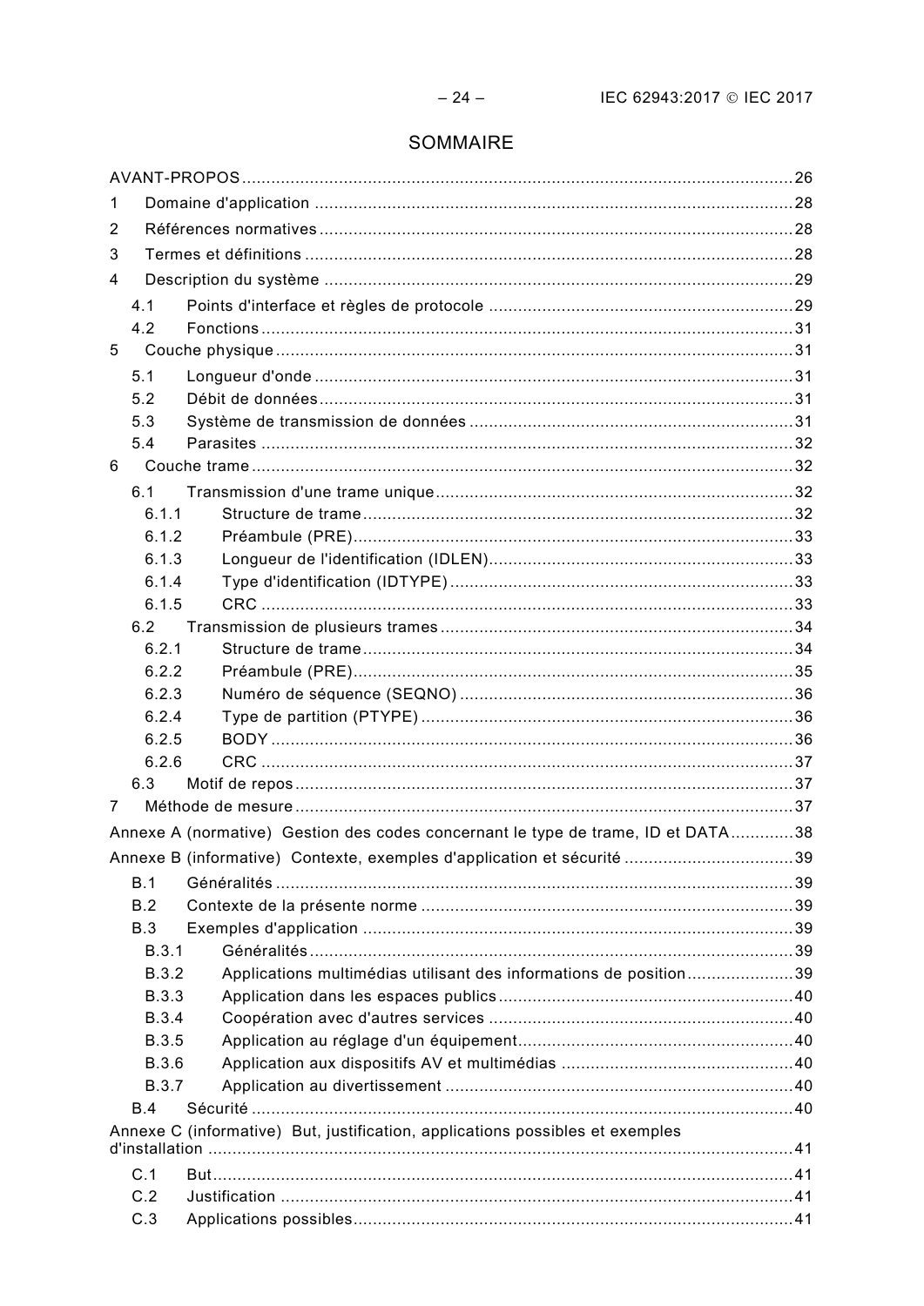# SOMMAIRE

AVANT-PROPOS ..... 26
1 Domaine d'application ..... 28
2 Références normatives ..... 28
3 Termes et définitions ..... 28
4 Description du système ..... 29
 4.1 Points d'interface et règles de protocole ..... 29
 4.2 Fonctions ..... 31
5 Couche physique ..... 31
 5.1 Longueur d'onde ..... 31
 5.2 Débit de données ..... 31
 5.3 Système de transmission de données ..... 31
 5.4 Parasites ..... 32
6 Couche trame ..... 32
 6.1 Transmission d'une trame unique ..... 32
  6.1.1 Structure de trame ..... 32
  6.1.2 Préambule (PRE) ..... 33
  6.1.3 Longueur de l'identification (IDLEN) ..... 33
  6.1.4 Type d'identification (IDTYPE) ..... 33
  6.1.5 CRC ..... 33
 6.2 Transmission de plusieurs trames ..... 34
  6.2.1 Structure de trame ..... 34
  6.2.2 Préambule (PRE) ..... 35
  6.2.3 Numéro de séquence (SEQNO) ..... 36
  6.2.4 Type de partition (PTYPE) ..... 36
  6.2.5 BODY ..... 36
  6.2.6 CRC ..... 37
 6.3 Motif de repos ..... 37
7 Méthode de mesure ..... 37
Annexe A (normative) Gestion des codes concernant le type de trame, ID et DATA ..... 38
Annexe B (informative) Contexte, exemples d'application et sécurité ..... 39
 B.1 Généralités ..... 39
 B.2 Contexte de la présente norme ..... 39
 B.3 Exemples d'application ..... 39
  B.3.1 Généralités ..... 39
  B.3.2 Applications multimédias utilisant des informations de position ..... 39
  B.3.3 Application dans les espaces publics ..... 40
  B.3.4 Coopération avec d'autres services ..... 40
  B.3.5 Application au réglage d'un équipement ..... 40
  B.3.6 Application aux dispositifs AV et multimédias ..... 40
  B.3.7 Application au divertissement ..... 40
 B.4 Sécurité ..... 40
Annexe C (informative) But, justification, applications possibles et exemples d'installation ..... 41
 C.1 But ..... 41
 C.2 Justification ..... 41
 C.3 Applications possibles ..... 41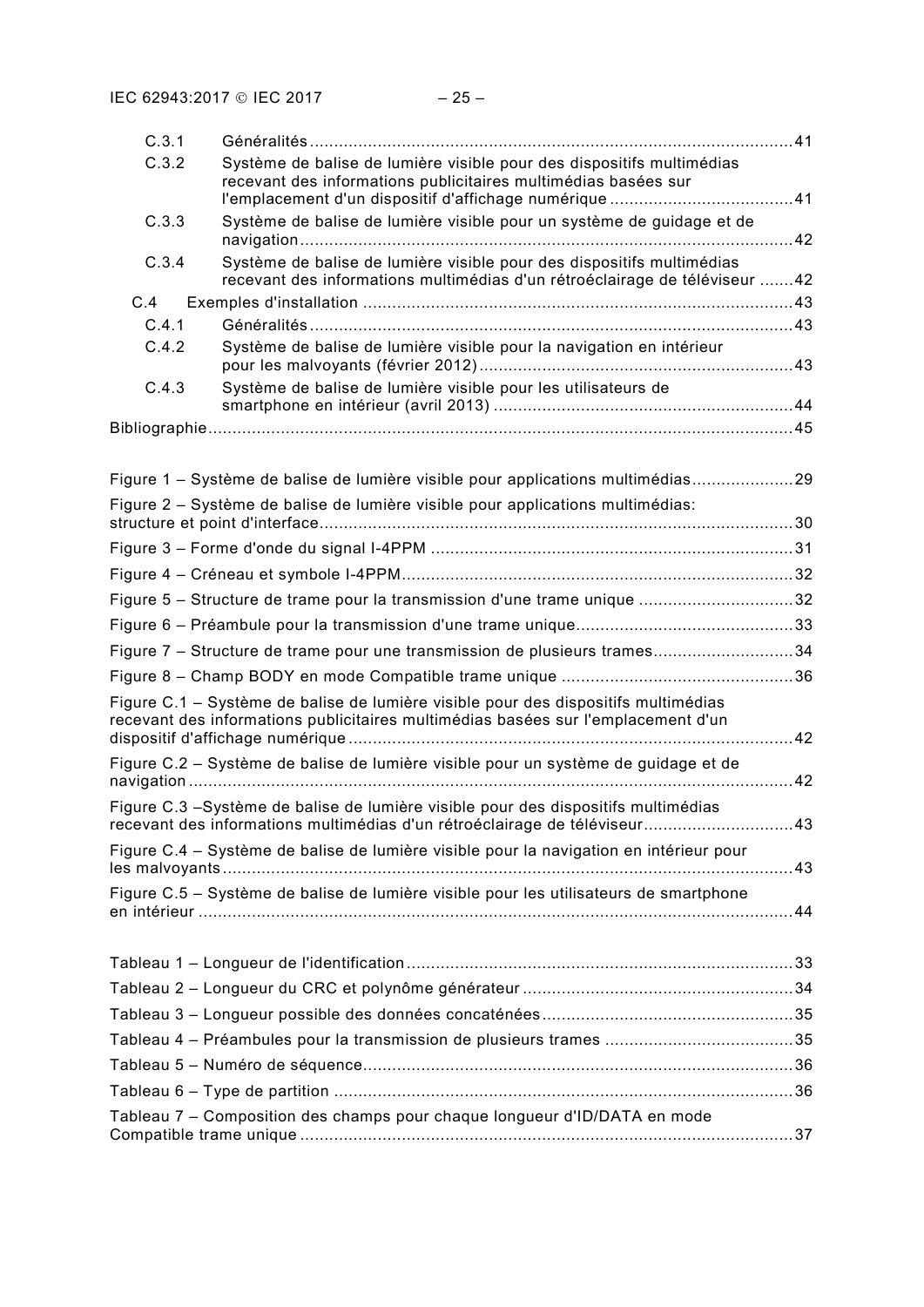C.3.1 Généralités ... 41

C.3.2 Système de balise de lumière visible pour des dispositifs multimédias recevant des informations publicitaires multimédias basées sur l'emplacement d'un dispositif d'affichage numérique ... 41

C.3.3 Système de balise de lumière visible pour un système de guidage et de navigation ... 42

C.3.4 Système de balise de lumière visible pour des dispositifs multimédias recevant des informations multimédias d'un rétroéclairage de téléviseur ... 42

C.4 Exemples d'installation ... 43

C.4.1 Généralités ... 43

C.4.2 Système de balise de lumière visible pour la navigation en intérieur pour les malvoyants (février 2012) ... 43

C.4.3 Système de balise de lumière visible pour les utilisateurs de smartphone en intérieur (avril 2013) ... 44

Bibliographie ... 45

Figure 1 – Système de balise de lumière visible pour applications multimédias ... 29

Figure 2 – Système de balise de lumière visible pour applications multimédias: structure et point d'interface ... 30

Figure 3 – Forme d'onde du signal I-4PPM ... 31

Figure 4 – Créneau et symbole I-4PPM ... 32

Figure 5 – Structure de trame pour la transmission d'une trame unique ... 32

Figure 6 – Préambule pour la transmission d'une trame unique ... 33

Figure 7 – Structure de trame pour une transmission de plusieurs trames ... 34

Figure 8 – Champ BODY en mode Compatible trame unique ... 36

Figure C.1 – Système de balise de lumière visible pour des dispositifs multimédias recevant des informations publicitaires multimédias basées sur l'emplacement d'un dispositif d'affichage numérique ... 42

Figure C.2 – Système de balise de lumière visible pour un système de guidage et de navigation ... 42

Figure C.3 –Système de balise de lumière visible pour des dispositifs multimédias recevant des informations multimédias d'un rétroéclairage de téléviseur ... 43

Figure C.4 – Système de balise de lumière visible pour la navigation en intérieur pour les malvoyants ... 43

Figure C.5 – Système de balise de lumière visible pour les utilisateurs de smartphone en intérieur ... 44

Tableau 1 – Longueur de l'identification ... 33

Tableau 2 – Longueur du CRC et polynôme générateur ... 34

Tableau 3 – Longueur possible des données concaténées ... 35

Tableau 4 – Préambules pour la transmission de plusieurs trames ... 35

Tableau 5 – Numéro de séquence ... 36

Tableau 6 – Type de partition ... 36

Tableau 7 – Composition des champs pour chaque longueur d'ID/DATA en mode Compatible trame unique ... 37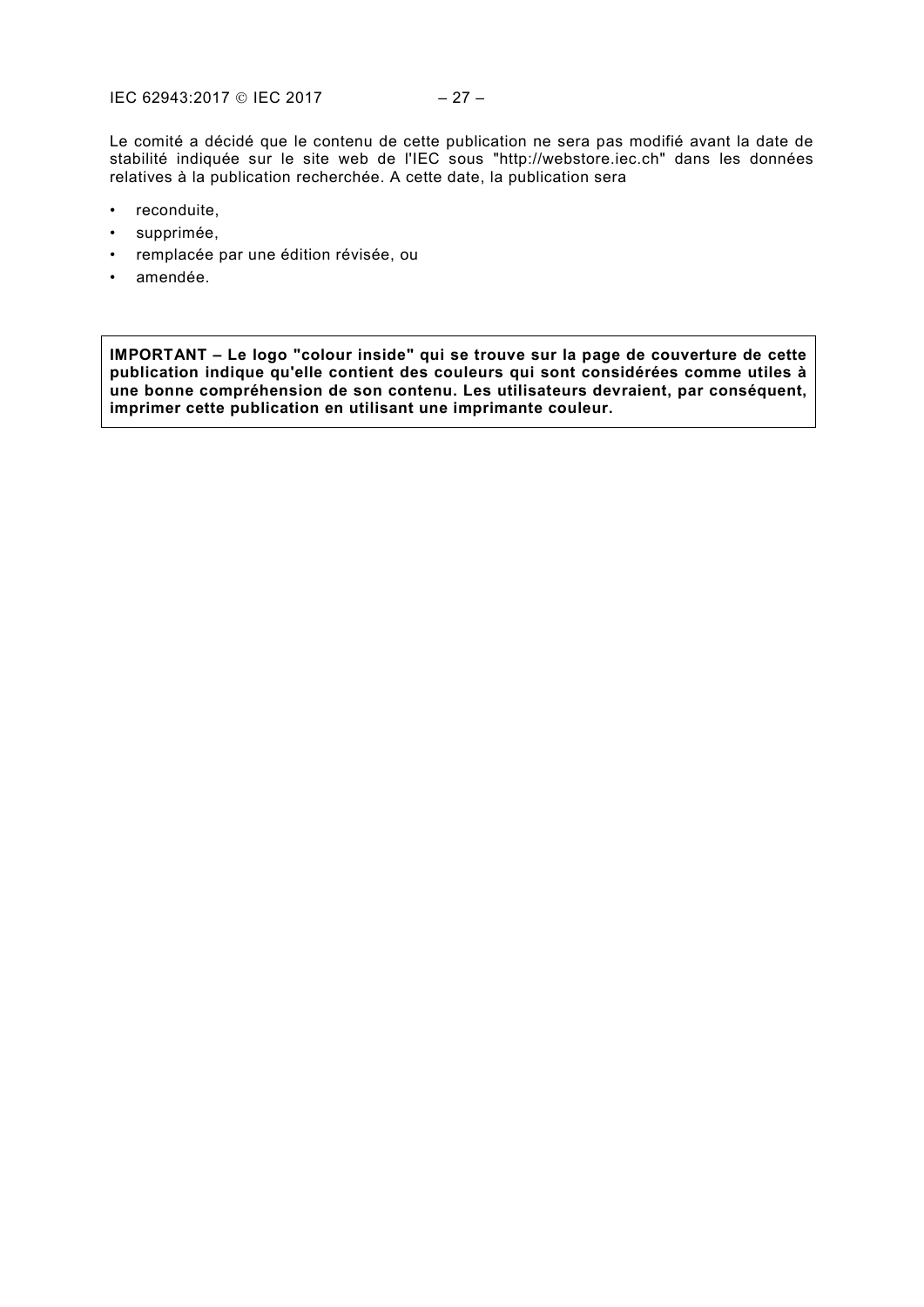Le comité a décidé que le contenu de cette publication ne sera pas modifié avant la date de stabilité indiquée sur le site web de l'IEC sous "http://webstore.iec.ch" dans les données relatives à la publication recherchée. A cette date, la publication sera

- reconduite,
- supprimée,
- remplacée par une édition révisée, ou
- amendée.

**IMPORTANT – Le logo "colour inside" qui se trouve sur la page de couverture de cette publication indique qu'elle contient des couleurs qui sont considérées comme utiles à une bonne compréhension de son contenu. Les utilisateurs devraient, par conséquent, imprimer cette publication en utilisant une imprimante couleur.**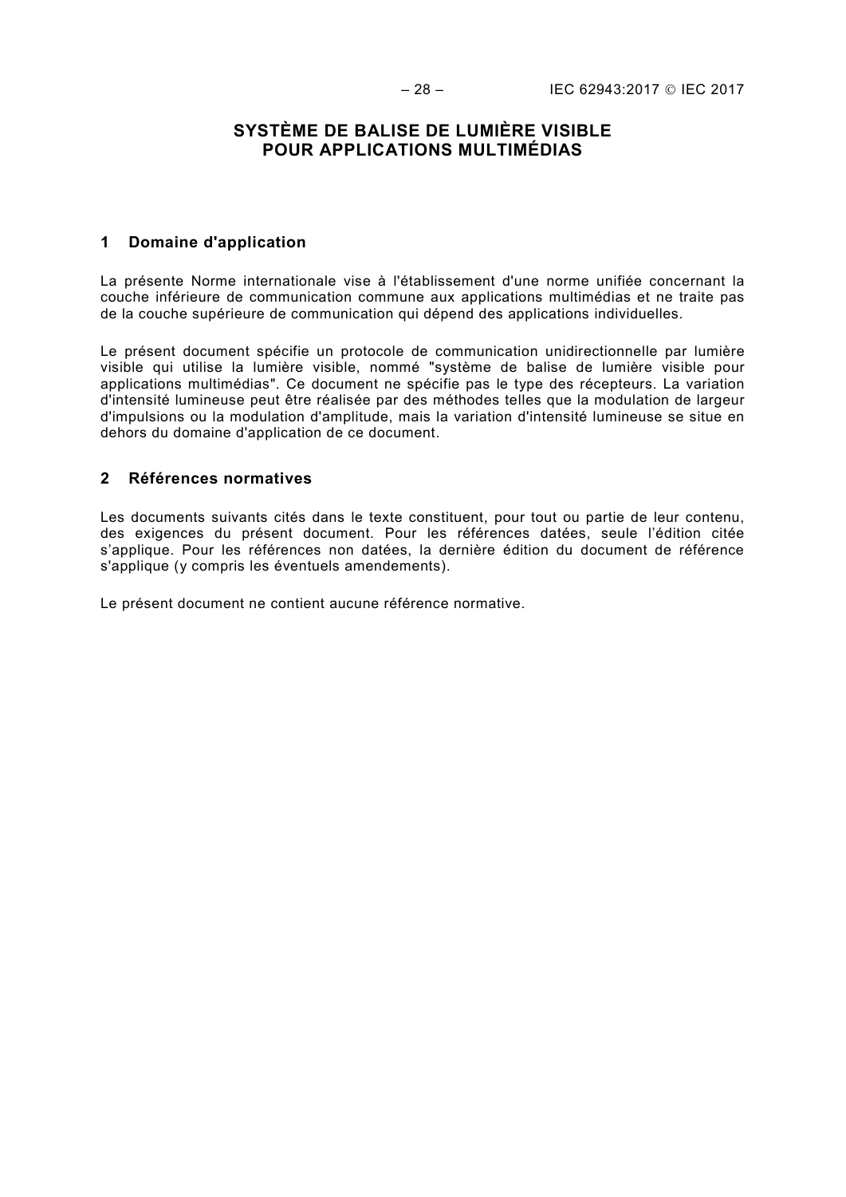# SYSTÈME DE BALISE DE LUMIÈRE VISIBLE POUR APPLICATIONS MULTIMÉDIAS

## 1 Domaine d'application

La présente Norme internationale vise à l'établissement d'une norme unifiée concernant la couche inférieure de communication commune aux applications multimédias et ne traite pas de la couche supérieure de communication qui dépend des applications individuelles.

Le présent document spécifie un protocole de communication unidirectionnelle par lumière visible qui utilise la lumière visible, nommé "système de balise de lumière visible pour applications multimédias". Ce document ne spécifie pas le type des récepteurs. La variation d'intensité lumineuse peut être réalisée par des méthodes telles que la modulation de largeur d'impulsions ou la modulation d'amplitude, mais la variation d'intensité lumineuse se situe en dehors du domaine d'application de ce document.

## 2 Références normatives

Les documents suivants cités dans le texte constituent, pour tout ou partie de leur contenu, des exigences du présent document. Pour les références datées, seule l'édition citée s'applique. Pour les références non datées, la dernière édition du document de référence s'applique (y compris les éventuels amendements).

Le présent document ne contient aucune référence normative.